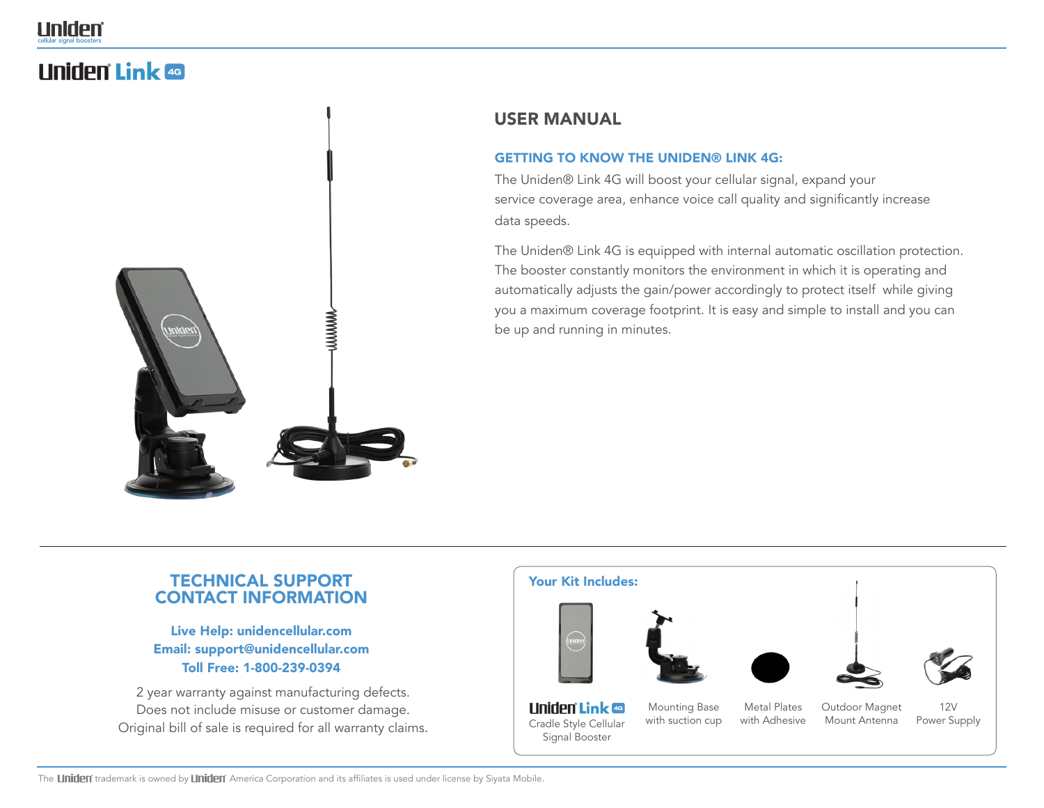# Uniden Link 4G

## USER MANUAL

### GETTING TO KNOW THE UNIDEN® LINK 4G:

The Uniden® Link 4G will boost your cellular signal, expand your service coverage area, enhance voice call quality and significantly increase data speeds.

The Uniden® Link 4G is equipped with internal automatic oscillation protection. The booster constantly monitors the environment in which it is operating and automatically adjusts the gain/power accordingly to protect itself while giving you a maximum coverage footprint. It is easy and simple to install and you can be up and running in minutes.

## TECHNICAL SUPPORT CONTACT INFORMATION

**Live Help: unidencellular.com**
**Email: support@unidencellular.com**
**Toll Free: 1-800-239-0394**

2 year warranty against manufacturing defects.
Does not include misuse or customer damage.
Original bill of sale is required for all warranty claims.

### Your Kit Includes:

- Uniden Link 4G Cradle Style Cellular Signal Booster
- Mounting Base with suction cup
- Metal Plates with Adhesive
- Outdoor Magnet Mount Antenna
- 12V Power Supply

The Uniden trademark is owned by Uniden America Corporation and its affiliates is used under license by Siyata Mobile.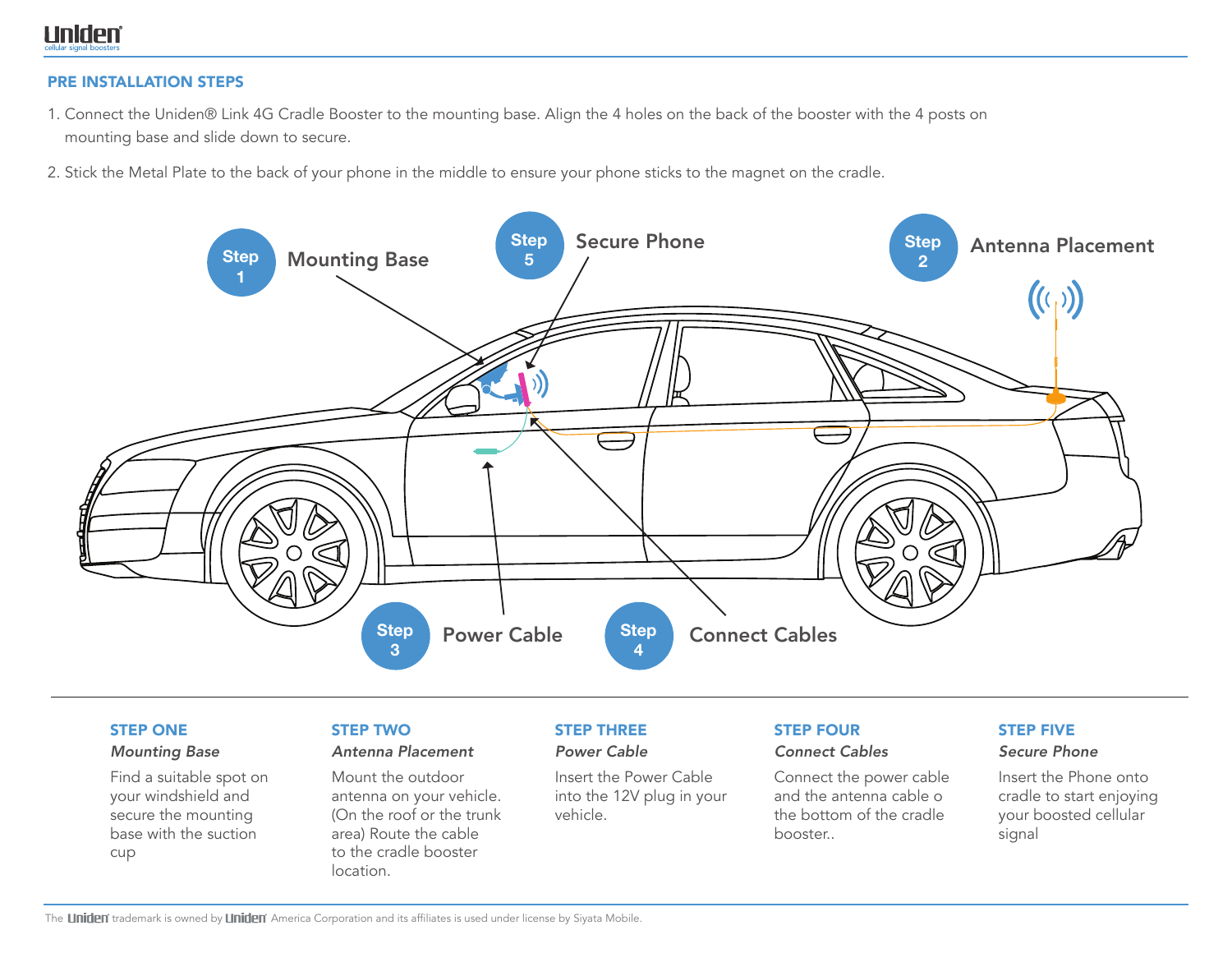## PRE INSTALLATION STEPS

1. Connect the Uniden® Link 4G Cradle Booster to the mounting base. Align the 4 holes on the back of the booster with the 4 posts on mounting base and slide down to secure.
2. Stick the Metal Plate to the back of your phone in the middle to ensure your phone sticks to the magnet on the cradle.

Step 1 Mounting Base

Step 5 Secure Phone

Step 2 Antenna Placement

Step 3 Power Cable

Step 4 Connect Cables

### STEP ONE

*Mounting Base*

Find a suitable spot on your windshield and secure the mounting base with the suction cup

### STEP TWO

*Antenna Placement*

Mount the outdoor antenna on your vehicle. (On the roof or the trunk area) Route the cable to the cradle booster location.

### STEP THREE

*Power Cable*

Insert the Power Cable into the 12V plug in your vehicle.

### STEP FOUR

*Connect Cables*

Connect the power cable and the antenna cable o the bottom of the cradle booster..

### STEP FIVE

*Secure Phone*

Insert the Phone onto cradle to start enjoying your boosted cellular signal

The Uniden trademark is owned by Uniden America Corporation and its affiliates is used under license by Siyata Mobile.